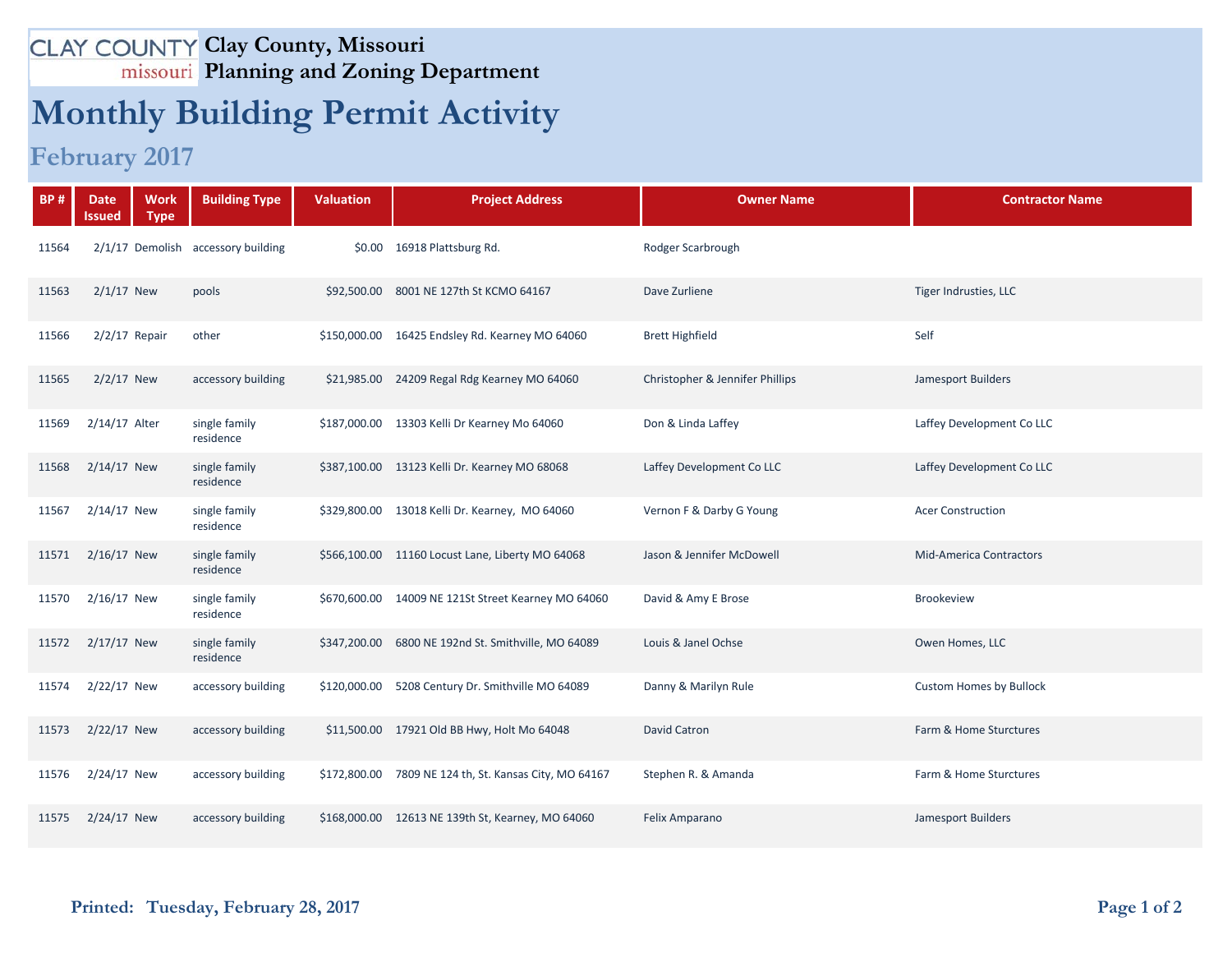# Clay County, Missouri
## Planning and Zoning Department

# Monthly Building Permit Activity

## February 2017

| BP # | Date Issued | Work Type | Building Type | Valuation | Project Address | Owner Name | Contractor Name |
|---|---|---|---|---|---|---|---|
| 11564 | 2/1/17 | Demolish | accessory building | $0.00 | 16918 Plattsburg Rd. | Rodger Scarbrough | |
| 11563 | 2/1/17 | New | pools | $92,500.00 | 8001 NE 127th St KCMO 64167 | Dave Zurliene | Tiger Indrusties, LLC |
| 11566 | 2/2/17 | Repair | other | $150,000.00 | 16425 Endsley Rd. Kearney MO 64060 | Brett Highfield | Self |
| 11565 | 2/2/17 | New | accessory building | $21,985.00 | 24209 Regal Rdg Kearney MO 64060 | Christopher & Jennifer Phillips | Jamesport Builders |
| 11569 | 2/14/17 | Alter | single family residence | $187,000.00 | 13303 Kelli Dr Kearney Mo 64060 | Don & Linda Laffey | Laffey Development Co LLC |
| 11568 | 2/14/17 | New | single family residence | $387,100.00 | 13123 Kelli Dr. Kearney MO 68068 | Laffey Development Co LLC | Laffey Development Co LLC |
| 11567 | 2/14/17 | New | single family residence | $329,800.00 | 13018 Kelli Dr. Kearney, MO 64060 | Vernon F & Darby G Young | Acer Construction |
| 11571 | 2/16/17 | New | single family residence | $566,100.00 | 11160 Locust Lane, Liberty MO 64068 | Jason & Jennifer McDowell | Mid-America Contractors |
| 11570 | 2/16/17 | New | single family residence | $670,600.00 | 14009 NE 121St Street Kearney MO 64060 | David & Amy E Brose | Brookeview |
| 11572 | 2/17/17 | New | single family residence | $347,200.00 | 6800 NE 192nd St. Smithville, MO 64089 | Louis & Janel Ochse | Owen Homes, LLC |
| 11574 | 2/22/17 | New | accessory building | $120,000.00 | 5208 Century Dr. Smithville MO 64089 | Danny & Marilyn Rule | Custom Homes by Bullock |
| 11573 | 2/22/17 | New | accessory building | $11,500.00 | 17921 Old BB Hwy, Holt Mo 64048 | David Catron | Farm & Home Sturctures |
| 11576 | 2/24/17 | New | accessory building | $172,800.00 | 7809 NE 124 th, St. Kansas City, MO 64167 | Stephen R. & Amanda | Farm & Home Sturctures |
| 11575 | 2/24/17 | New | accessory building | $168,000.00 | 12613 NE 139th St, Kearney, MO 64060 | Felix Amparano | Jamesport Builders |

**Printed: Tuesday, February 28, 2017**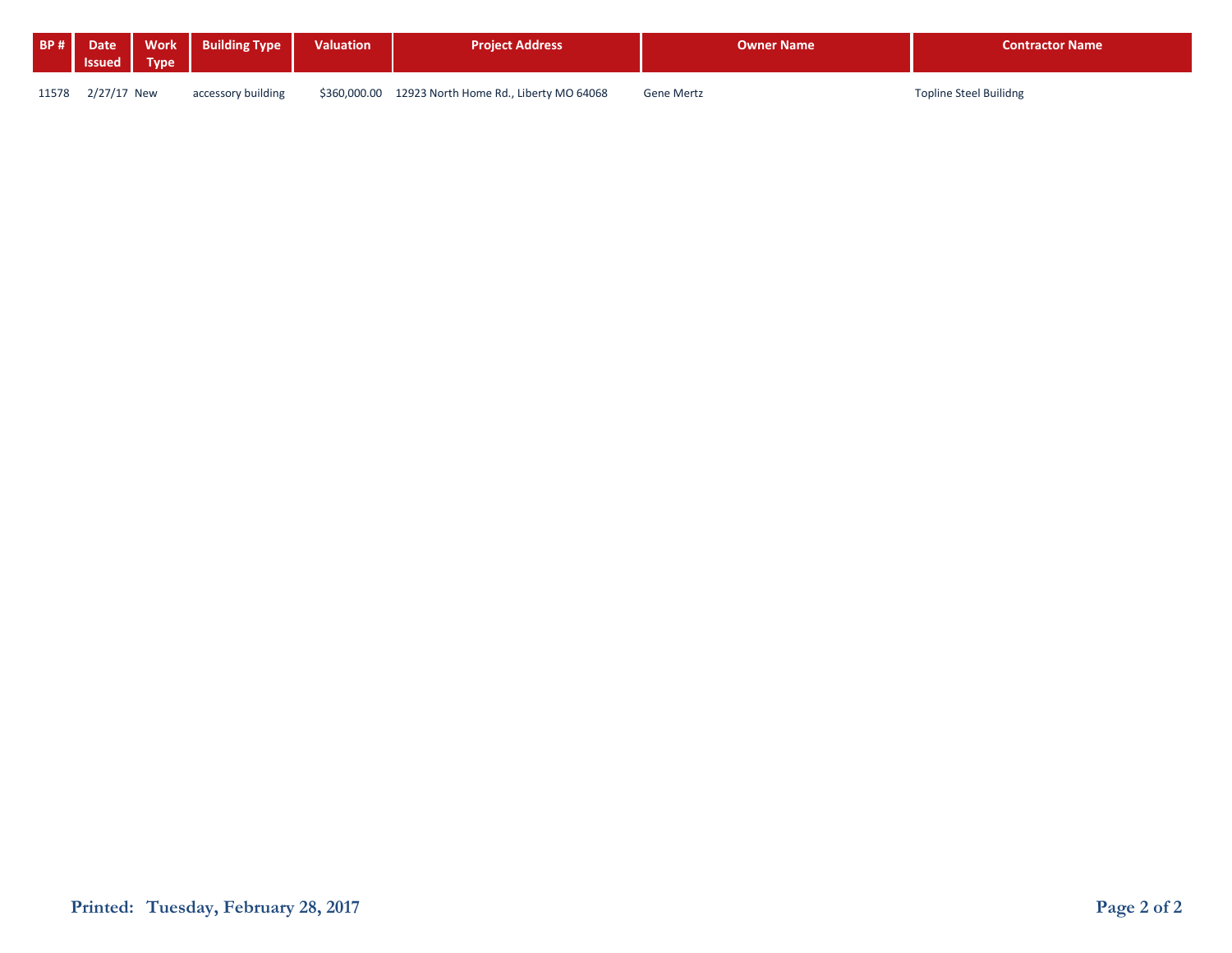| BP # | Date Issued | Work Type | Building Type | Valuation | Project Address | Owner Name | Contractor Name |
|---|---|---|---|---|---|---|---|
| 11578 | 2/27/17 | New | accessory building | $360,000.00 | 12923 North Home Rd., Liberty MO 64068 | Gene Mertz | Topline Steel Builidng |

**Printed: Tuesday, February 28, 2017**